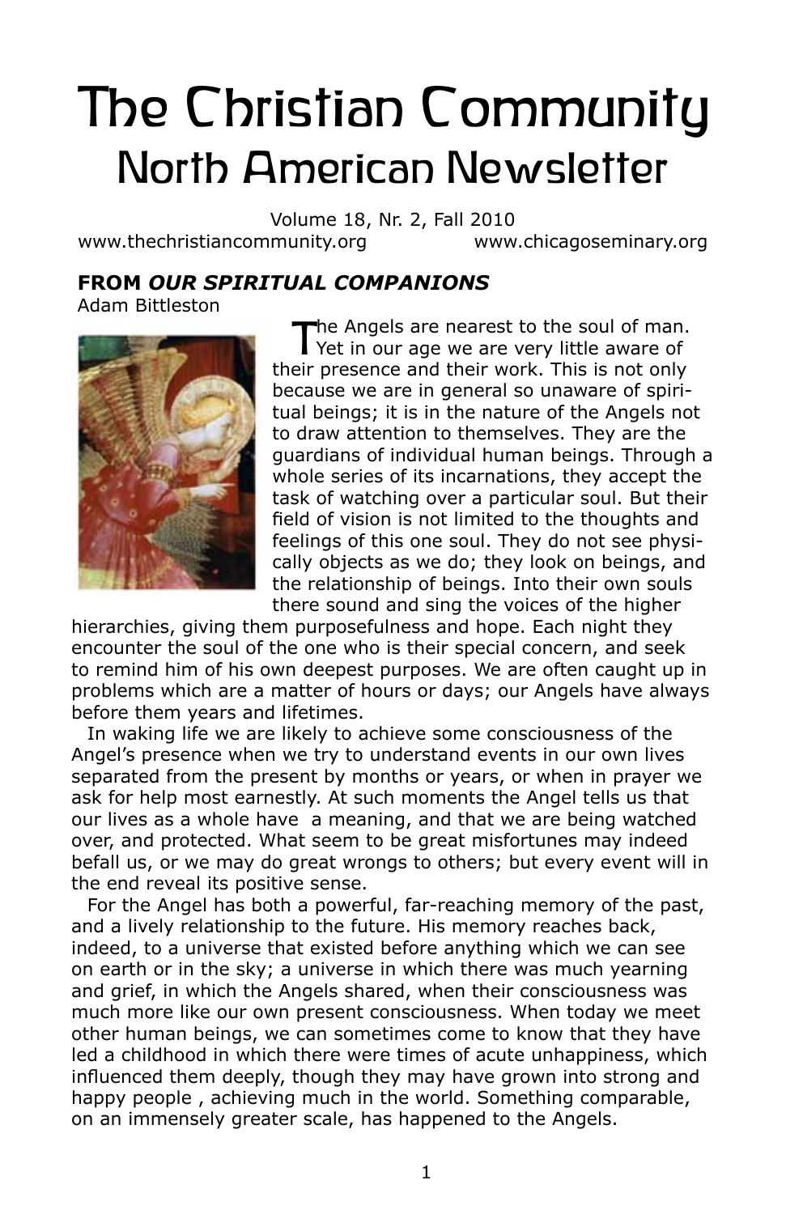# The Christian Community
## North American Newsletter

Volume 18, Nr. 2, Fall 2010

www.thechristiancommunity.org www.chicagoseminary.org

### FROM *OUR SPIRITUAL COMPANIONS*

Adam Bittleston

The Angels are nearest to the soul of man. Yet in our age we are very little aware of their presence and their work. This is not only because we are in general so unaware of spiritual beings; it is in the nature of the Angels not to draw attention to themselves. They are the guardians of individual human beings. Through a whole series of its incarnations, they accept the task of watching over a particular soul. But their field of vision is not limited to the thoughts and feelings of this one soul. They do not see physically objects as we do; they look on beings, and the relationship of beings. Into their own souls there sound and sing the voices of the higher hierarchies, giving them purposefulness and hope. Each night they encounter the soul of the one who is their special concern, and seek to remind him of his own deepest purposes. We are often caught up in problems which are a matter of hours or days; our Angels have always before them years and lifetimes.

In waking life we are likely to achieve some consciousness of the Angel's presence when we try to understand events in our own lives separated from the present by months or years, or when in prayer we ask for help most earnestly. At such moments the Angel tells us that our lives as a whole have a meaning, and that we are being watched over, and protected. What seem to be great misfortunes may indeed befall us, or we may do great wrongs to others; but every event will in the end reveal its positive sense.

For the Angel has both a powerful, far-reaching memory of the past, and a lively relationship to the future. His memory reaches back, indeed, to a universe that existed before anything which we can see on earth or in the sky; a universe in which there was much yearning and grief, in which the Angels shared, when their consciousness was much more like our own present consciousness. When today we meet other human beings, we can sometimes come to know that they have led a childhood in which there were times of acute unhappiness, which influenced them deeply, though they may have grown into strong and happy people , achieving much in the world. Something comparable, on an immensely greater scale, has happened to the Angels.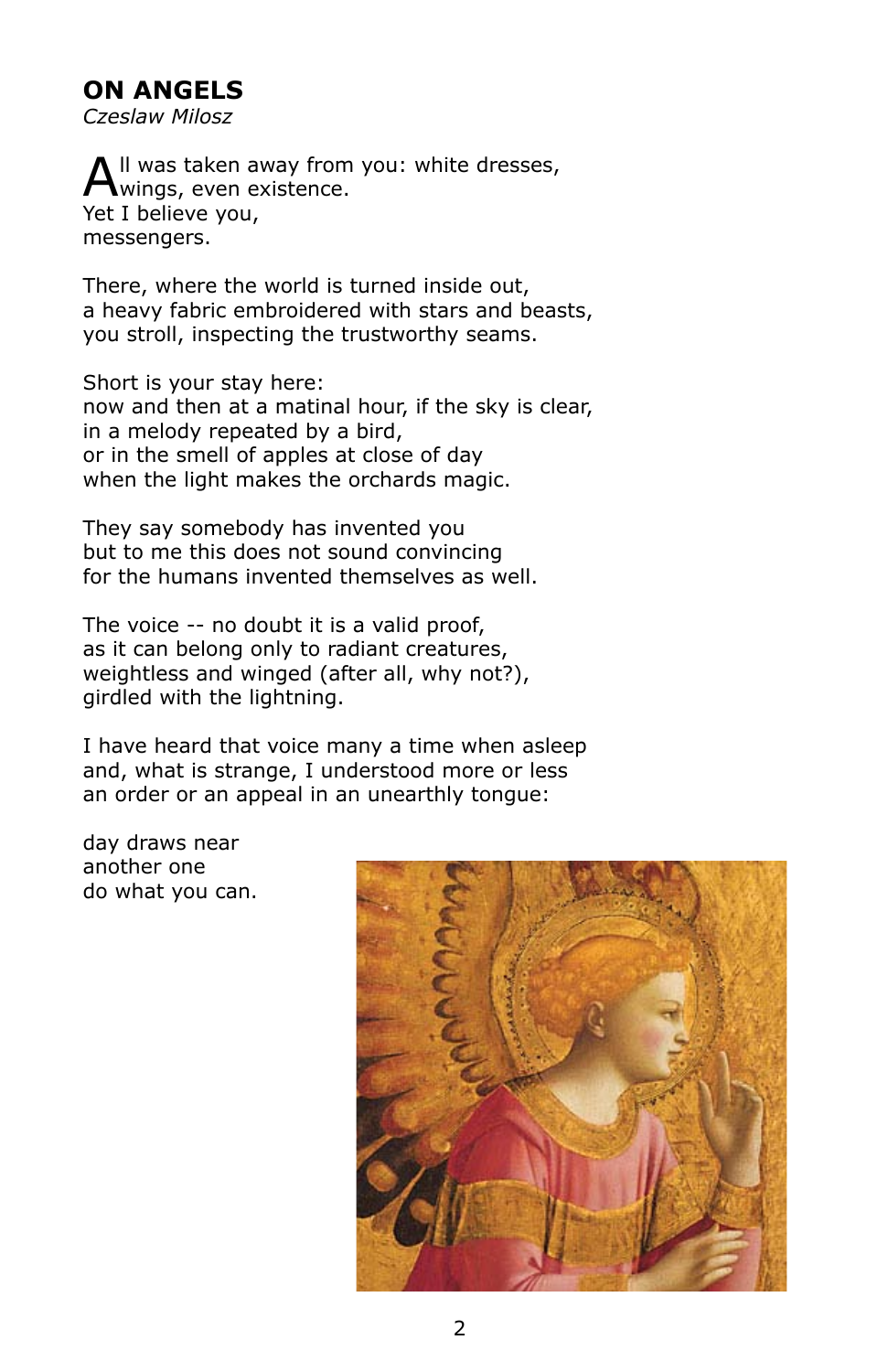## ON ANGELS

*Czeslaw Milosz*

All was taken away from you: white dresses,
wings, even existence.
Yet I believe you,
messengers.

There, where the world is turned inside out,
a heavy fabric embroidered with stars and beasts,
you stroll, inspecting the trustworthy seams.

Short is your stay here:
now and then at a matinal hour, if the sky is clear,
in a melody repeated by a bird,
or in the smell of apples at close of day
when the light makes the orchards magic.

They say somebody has invented you
but to me this does not sound convincing
for the humans invented themselves as well.

The voice -- no doubt it is a valid proof,
as it can belong only to radiant creatures,
weightless and winged (after all, why not?),
girdled with the lightning.

I have heard that voice many a time when asleep
and, what is strange, I understood more or less
an order or an appeal in an unearthly tongue:

day draws near
another one
do what you can.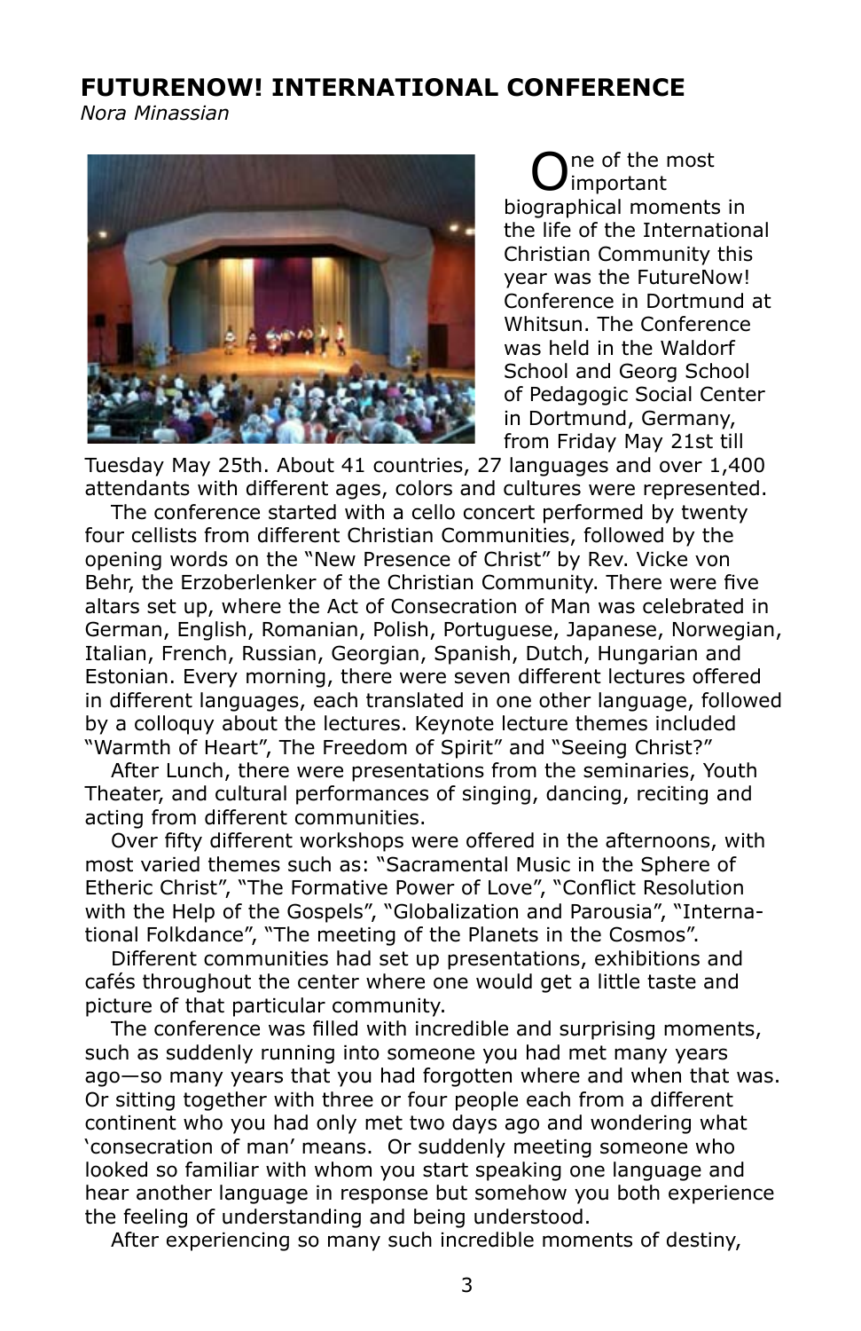## FUTURENOW! INTERNATIONAL CONFERENCE

*Nora Minassian*

One of the most important biographical moments in the life of the International Christian Community this year was the FutureNow! Conference in Dortmund at Whitsun. The Conference was held in the Waldorf School and Georg School of Pedagogic Social Center in Dortmund, Germany, from Friday May 21st till Tuesday May 25th. About 41 countries, 27 languages and over 1,400 attendants with different ages, colors and cultures were represented.

The conference started with a cello concert performed by twenty four cellists from different Christian Communities, followed by the opening words on the "New Presence of Christ" by Rev. Vicke von Behr, the Erzoberlenker of the Christian Community. There were five altars set up, where the Act of Consecration of Man was celebrated in German, English, Romanian, Polish, Portuguese, Japanese, Norwegian, Italian, French, Russian, Georgian, Spanish, Dutch, Hungarian and Estonian. Every morning, there were seven different lectures offered in different languages, each translated in one other language, followed by a colloquy about the lectures. Keynote lecture themes included "Warmth of Heart", The Freedom of Spirit" and "Seeing Christ?"

After Lunch, there were presentations from the seminaries, Youth Theater, and cultural performances of singing, dancing, reciting and acting from different communities.

Over fifty different workshops were offered in the afternoons, with most varied themes such as: "Sacramental Music in the Sphere of Etheric Christ", "The Formative Power of Love", "Conflict Resolution with the Help of the Gospels", "Globalization and Parousia", "International Folkdance", "The meeting of the Planets in the Cosmos".

Different communities had set up presentations, exhibitions and cafés throughout the center where one would get a little taste and picture of that particular community.

The conference was filled with incredible and surprising moments, such as suddenly running into someone you had met many years ago—so many years that you had forgotten where and when that was. Or sitting together with three or four people each from a different continent who you had only met two days ago and wondering what 'consecration of man' means. Or suddenly meeting someone who looked so familiar with whom you start speaking one language and hear another language in response but somehow you both experience the feeling of understanding and being understood.

After experiencing so many such incredible moments of destiny,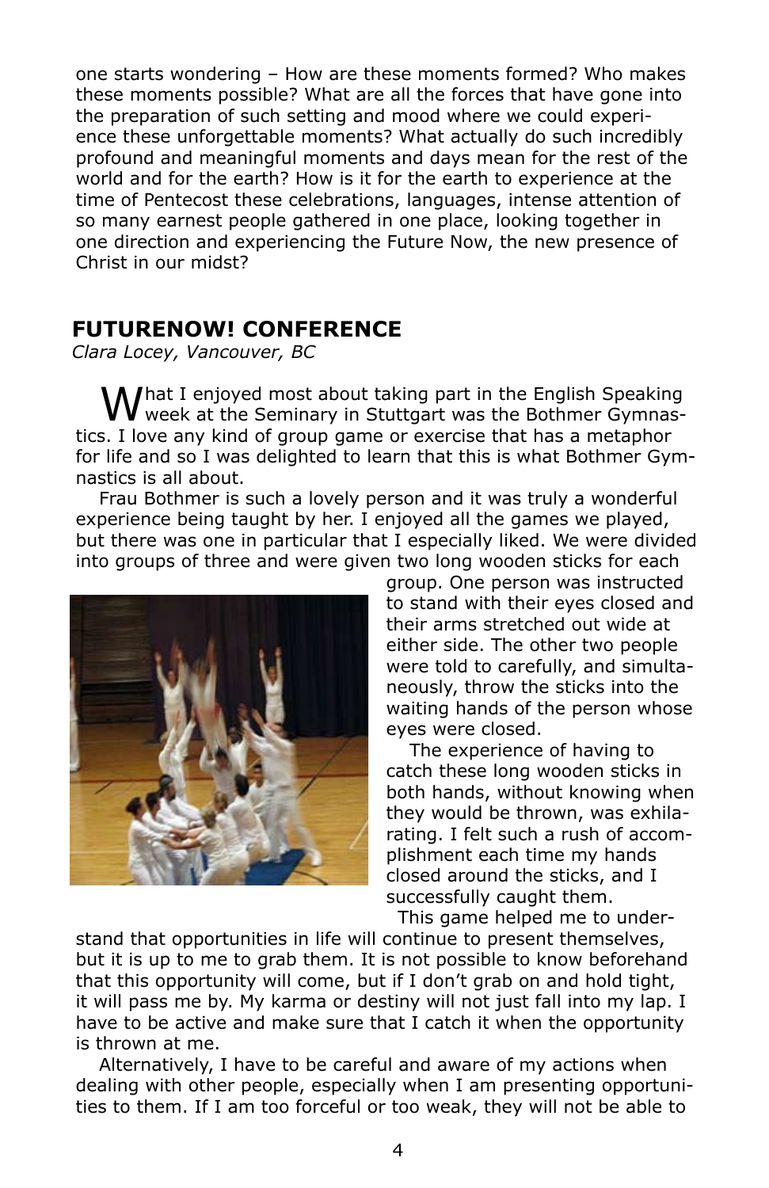one starts wondering – How are these moments formed? Who makes these moments possible? What are all the forces that have gone into the preparation of such setting and mood where we could experience these unforgettable moments? What actually do such incredibly profound and meaningful moments and days mean for the rest of the world and for the earth? How is it for the earth to experience at the time of Pentecost these celebrations, languages, intense attention of so many earnest people gathered in one place, looking together in one direction and experiencing the Future Now, the new presence of Christ in our midst?

## FUTURENOW! CONFERENCE

*Clara Locey, Vancouver, BC*

What I enjoyed most about taking part in the English Speaking week at the Seminary in Stuttgart was the Bothmer Gymnastics. I love any kind of group game or exercise that has a metaphor for life and so I was delighted to learn that this is what Bothmer Gymnastics is all about.

Frau Bothmer is such a lovely person and it was truly a wonderful experience being taught by her. I enjoyed all the games we played, but there was one in particular that I especially liked. We were divided into groups of three and were given two long wooden sticks for each group. One person was instructed to stand with their eyes closed and their arms stretched out wide at either side. The other two people were told to carefully, and simultaneously, throw the sticks into the waiting hands of the person whose eyes were closed.

The experience of having to catch these long wooden sticks in both hands, without knowing when they would be thrown, was exhilarating. I felt such a rush of accomplishment each time my hands closed around the sticks, and I successfully caught them.

This game helped me to understand that opportunities in life will continue to present themselves, but it is up to me to grab them. It is not possible to know beforehand that this opportunity will come, but if I don't grab on and hold tight, it will pass me by. My karma or destiny will not just fall into my lap. I have to be active and make sure that I catch it when the opportunity is thrown at me.

Alternatively, I have to be careful and aware of my actions when dealing with other people, especially when I am presenting opportunities to them. If I am too forceful or too weak, they will not be able to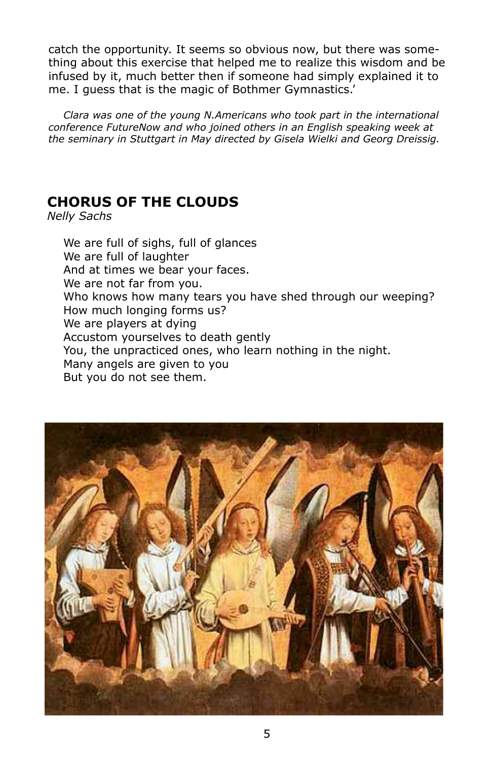catch the opportunity. It seems so obvious now, but there was something about this exercise that helped me to realize this wisdom and be infused by it, much better then if someone had simply explained it to me. I guess that is the magic of Bothmer Gymnastics.'

*Clara was one of the young N.Americans who took part in the international conference FutureNow and who joined others in an English speaking week at the seminary in Stuttgart in May directed by Gisela Wielki and Georg Dreissig.*

## CHORUS OF THE CLOUDS

*Nelly Sachs*

We are full of sighs, full of glances  
We are full of laughter  
And at times we bear your faces.  
We are not far from you.  
Who knows how many tears you have shed through our weeping?  
How much longing forms us?  
We are players at dying  
Accustom yourselves to death gently  
You, the unpracticed ones, who learn nothing in the night.  
Many angels are given to you  
But you do not see them.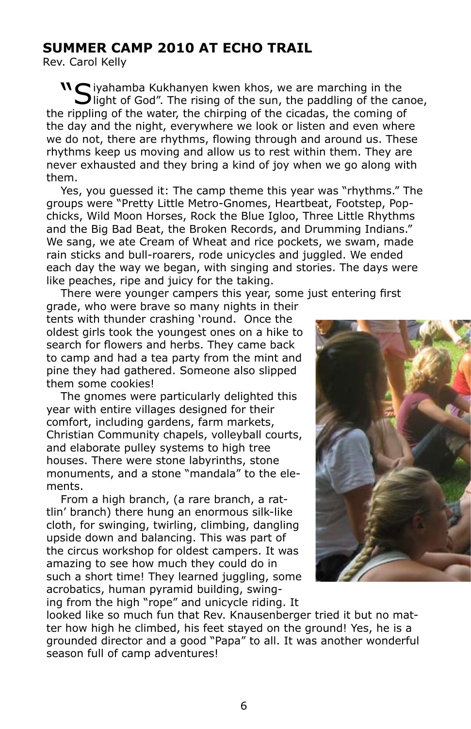## SUMMER CAMP 2010 AT ECHO TRAIL

Rev. Carol Kelly

"Siyahamba Kukhanyen kwen khos, we are marching in the light of God". The rising of the sun, the paddling of the canoe, the rippling of the water, the chirping of the cicadas, the coming of the day and the night, everywhere we look or listen and even where we do not, there are rhythms, flowing through and around us. These rhythms keep us moving and allow us to rest within them. They are never exhausted and they bring a kind of joy when we go along with them.

Yes, you guessed it: The camp theme this year was "rhythms." The groups were "Pretty Little Metro-Gnomes, Heartbeat, Footstep, Pop-chicks, Wild Moon Horses, Rock the Blue Igloo, Three Little Rhythms and the Big Bad Beat, the Broken Records, and Drumming Indians." We sang, we ate Cream of Wheat and rice pockets, we swam, made rain sticks and bull-roarers, rode unicycles and juggled. We ended each day the way we began, with singing and stories. The days were like peaches, ripe and juicy for the taking.

There were younger campers this year, some just entering first grade, who were brave so many nights in their tents with thunder crashing 'round. Once the oldest girls took the youngest ones on a hike to search for flowers and herbs. They came back to camp and had a tea party from the mint and pine they had gathered. Someone also slipped them some cookies!

The gnomes were particularly delighted this year with entire villages designed for their comfort, including gardens, farm markets, Christian Community chapels, volleyball courts, and elaborate pulley systems to high tree houses. There were stone labyrinths, stone monuments, and a stone "mandala" to the elements.

From a high branch, (a rare branch, a rattlin' branch) there hung an enormous silk-like cloth, for swinging, twirling, climbing, dangling upside down and balancing. This was part of the circus workshop for oldest campers. It was amazing to see how much they could do in such a short time! They learned juggling, some acrobatics, human pyramid building, swinging from the high "rope" and unicycle riding. It looked like so much fun that Rev. Knausenberger tried it but no matter how high he climbed, his feet stayed on the ground! Yes, he is a grounded director and a good "Papa" to all. It was another wonderful season full of camp adventures!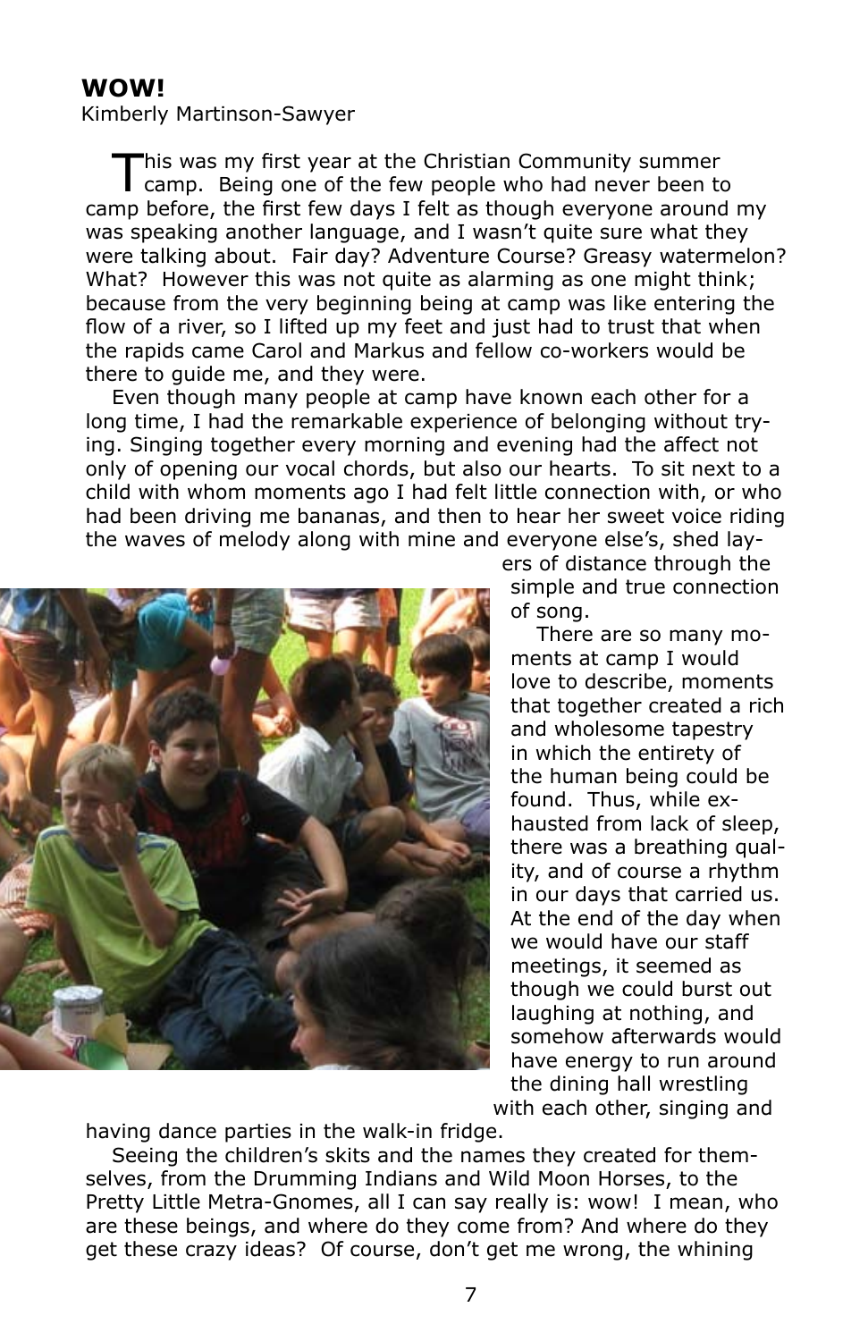## WOW!

Kimberly Martinson-Sawyer

This was my first year at the Christian Community summer camp. Being one of the few people who had never been to camp before, the first few days I felt as though everyone around my was speaking another language, and I wasn't quite sure what they were talking about. Fair day? Adventure Course? Greasy watermelon? What? However this was not quite as alarming as one might think; because from the very beginning being at camp was like entering the flow of a river, so I lifted up my feet and just had to trust that when the rapids came Carol and Markus and fellow co-workers would be there to guide me, and they were.

Even though many people at camp have known each other for a long time, I had the remarkable experience of belonging without trying. Singing together every morning and evening had the affect not only of opening our vocal chords, but also our hearts. To sit next to a child with whom moments ago I had felt little connection with, or who had been driving me bananas, and then to hear her sweet voice riding the waves of melody along with mine and everyone else's, shed layers of distance through the simple and true connection of song.

There are so many moments at camp I would love to describe, moments that together created a rich and wholesome tapestry in which the entirety of the human being could be found. Thus, while exhausted from lack of sleep, there was a breathing quality, and of course a rhythm in our days that carried us. At the end of the day when we would have our staff meetings, it seemed as though we could burst out laughing at nothing, and somehow afterwards would have energy to run around the dining hall wrestling with each other, singing and having dance parties in the walk-in fridge.

Seeing the children's skits and the names they created for themselves, from the Drumming Indians and Wild Moon Horses, to the Pretty Little Metra-Gnomes, all I can say really is: wow! I mean, who are these beings, and where do they come from? And where do they get these crazy ideas? Of course, don't get me wrong, the whining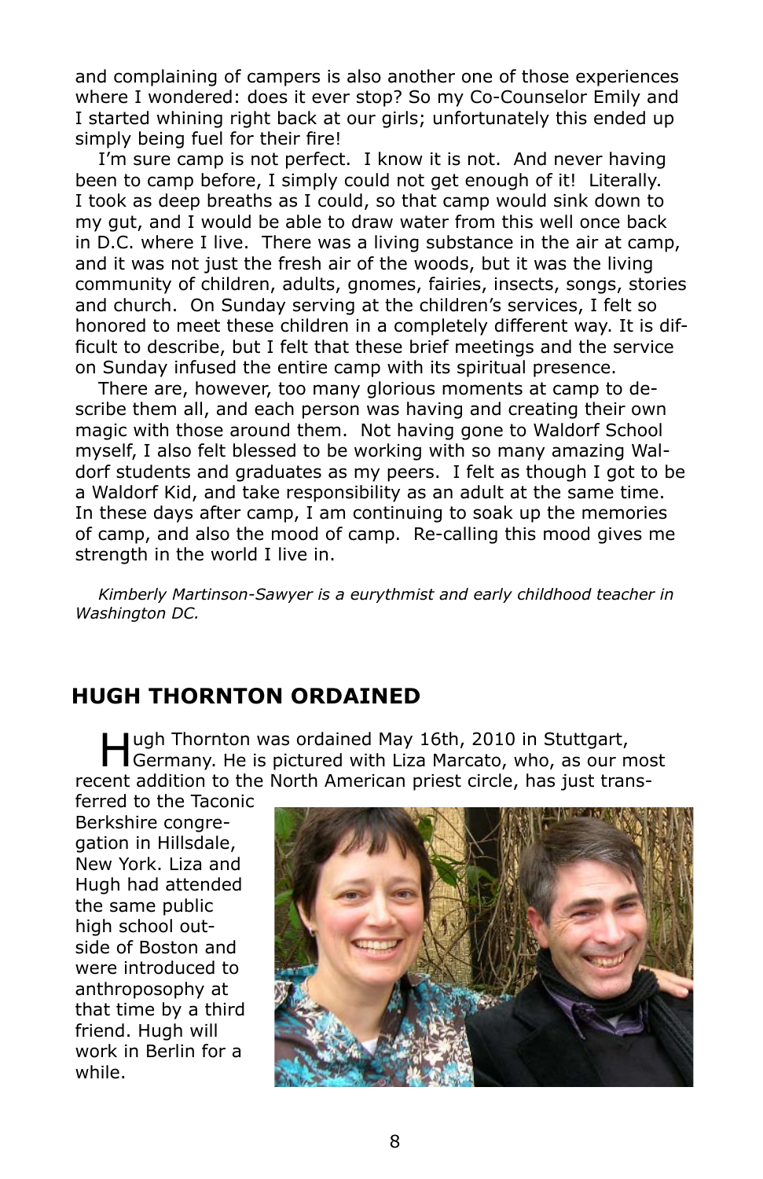and complaining of campers is also another one of those experiences where I wondered: does it ever stop? So my Co-Counselor Emily and I started whining right back at our girls; unfortunately this ended up simply being fuel for their fire!

I'm sure camp is not perfect. I know it is not. And never having been to camp before, I simply could not get enough of it! Literally. I took as deep breaths as I could, so that camp would sink down to my gut, and I would be able to draw water from this well once back in D.C. where I live. There was a living substance in the air at camp, and it was not just the fresh air of the woods, but it was the living community of children, adults, gnomes, fairies, insects, songs, stories and church. On Sunday serving at the children's services, I felt so honored to meet these children in a completely different way. It is difficult to describe, but I felt that these brief meetings and the service on Sunday infused the entire camp with its spiritual presence.

There are, however, too many glorious moments at camp to describe them all, and each person was having and creating their own magic with those around them. Not having gone to Waldorf School myself, I also felt blessed to be working with so many amazing Waldorf students and graduates as my peers. I felt as though I got to be a Waldorf Kid, and take responsibility as an adult at the same time. In these days after camp, I am continuing to soak up the memories of camp, and also the mood of camp. Re-calling this mood gives me strength in the world I live in.

*Kimberly Martinson-Sawyer is a eurythmist and early childhood teacher in Washington DC.*

## HUGH THORNTON ORDAINED

Hugh Thornton was ordained May 16th, 2010 in Stuttgart, Germany. He is pictured with Liza Marcato, who, as our most recent addition to the North American priest circle, has just transferred to the Taconic Berkshire congregation in Hillsdale, New York. Liza and Hugh had attended the same public high school outside of Boston and were introduced to anthroposophy at that time by a third friend. Hugh will work in Berlin for a while.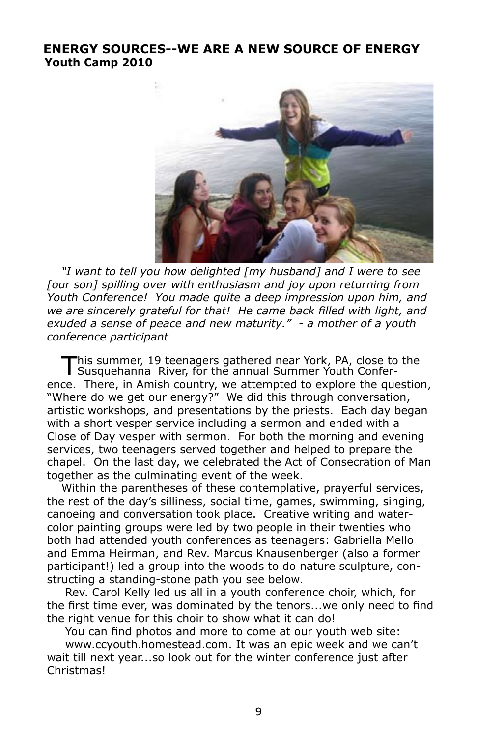## ENERGY SOURCES--WE ARE A NEW SOURCE OF ENERGY

**Youth Camp 2010**

*"I want to tell you how delighted [my husband] and I were to see [our son] spilling over with enthusiasm and joy upon returning from Youth Conference! You made quite a deep impression upon him, and we are sincerely grateful for that! He came back filled with light, and exuded a sense of peace and new maturity." - a mother of a youth conference participant*

This summer, 19 teenagers gathered near York, PA, close to the Susquehanna River, for the annual Summer Youth Conference. There, in Amish country, we attempted to explore the question, "Where do we get our energy?" We did this through conversation, artistic workshops, and presentations by the priests. Each day began with a short vesper service including a sermon and ended with a Close of Day vesper with sermon. For both the morning and evening services, two teenagers served together and helped to prepare the chapel. On the last day, we celebrated the Act of Consecration of Man together as the culminating event of the week.

Within the parentheses of these contemplative, prayerful services, the rest of the day's silliness, social time, games, swimming, singing, canoeing and conversation took place. Creative writing and watercolor painting groups were led by two people in their twenties who both had attended youth conferences as teenagers: Gabriella Mello and Emma Heirman, and Rev. Marcus Knausenberger (also a former participant!) led a group into the woods to do nature sculpture, constructing a standing-stone path you see below.

Rev. Carol Kelly led us all in a youth conference choir, which, for the first time ever, was dominated by the tenors...we only need to find the right venue for this choir to show what it can do!

You can find photos and more to come at our youth web site: www.ccyouth.homestead.com. It was an epic week and we can't wait till next year...so look out for the winter conference just after Christmas!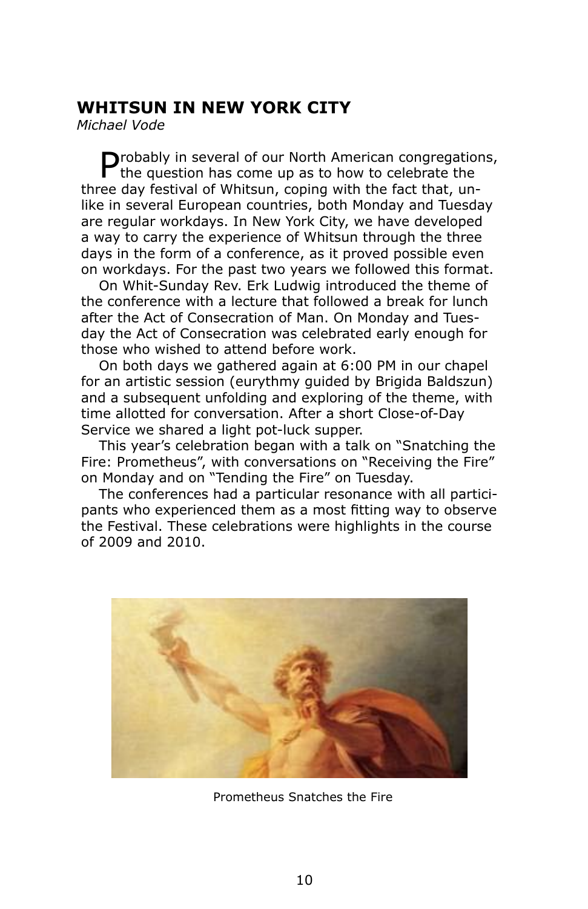## WHITSUN IN NEW YORK CITY

*Michael Vode*

Probably in several of our North American congregations, the question has come up as to how to celebrate the three day festival of Whitsun, coping with the fact that, unlike in several European countries, both Monday and Tuesday are regular workdays. In New York City, we have developed a way to carry the experience of Whitsun through the three days in the form of a conference, as it proved possible even on workdays. For the past two years we followed this format.

On Whit-Sunday Rev. Erk Ludwig introduced the theme of the conference with a lecture that followed a break for lunch after the Act of Consecration of Man. On Monday and Tuesday the Act of Consecration was celebrated early enough for those who wished to attend before work.

On both days we gathered again at 6:00 PM in our chapel for an artistic session (eurythmy guided by Brigida Baldszun) and a subsequent unfolding and exploring of the theme, with time allotted for conversation. After a short Close-of-Day Service we shared a light pot-luck supper.

This year's celebration began with a talk on "Snatching the Fire: Prometheus", with conversations on "Receiving the Fire" on Monday and on "Tending the Fire" on Tuesday.

The conferences had a particular resonance with all participants who experienced them as a most fitting way to observe the Festival. These celebrations were highlights in the course of 2009 and 2010.

Prometheus Snatches the Fire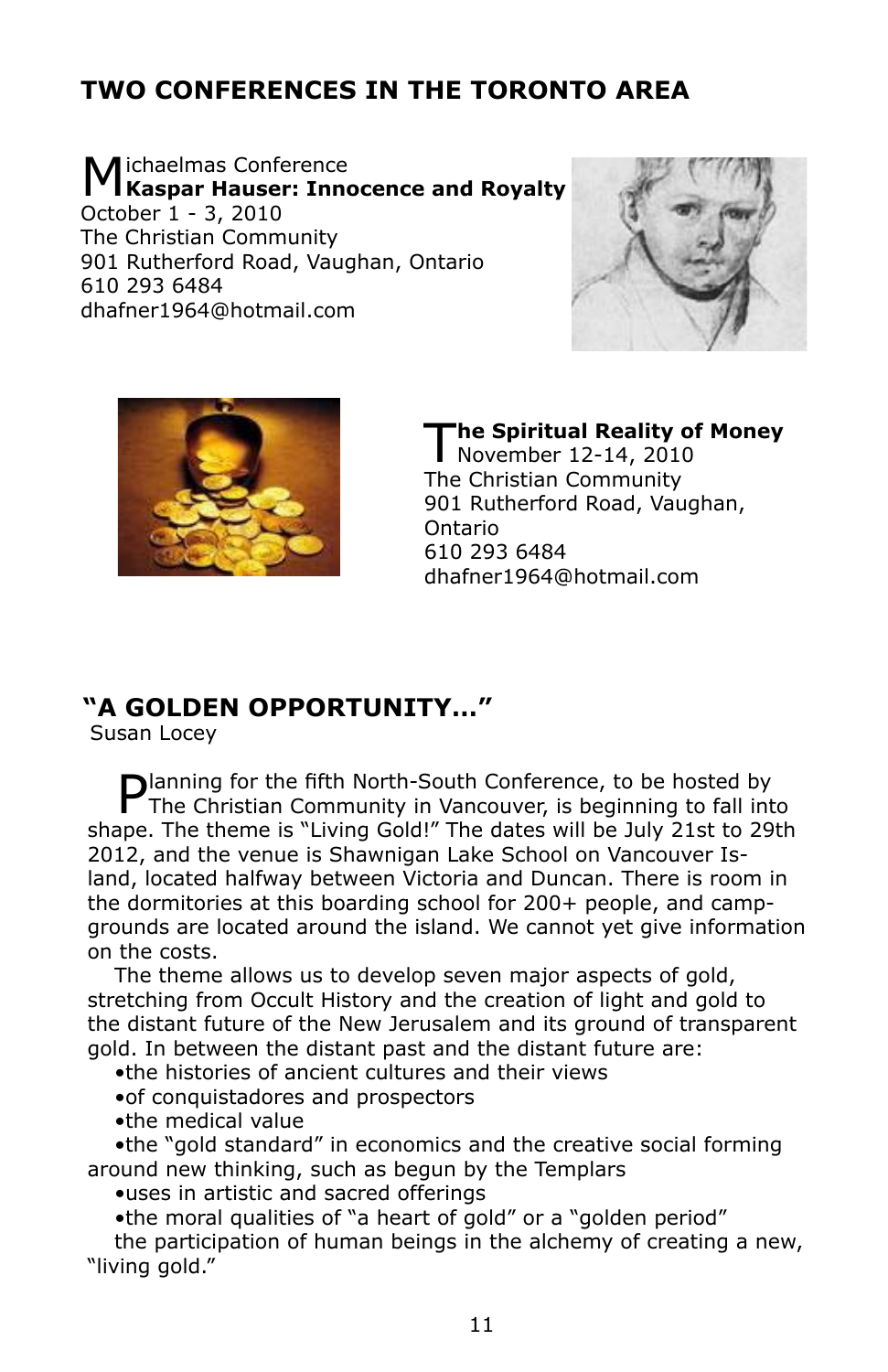## TWO CONFERENCES IN THE TORONTO AREA

Michaelmas Conference
**Kaspar Hauser: Innocence and Royalty**
October 1 - 3, 2010
The Christian Community
901 Rutherford Road, Vaughan, Ontario
610 293 6484
dhafner1964@hotmail.com

**The Spiritual Reality of Money**
November 12-14, 2010
The Christian Community
901 Rutherford Road, Vaughan, Ontario
610 293 6484
dhafner1964@hotmail.com

## "A GOLDEN OPPORTUNITY..."

Susan Locey

Planning for the fifth North-South Conference, to be hosted by The Christian Community in Vancouver, is beginning to fall into shape. The theme is "Living Gold!" The dates will be July 21st to 29th 2012, and the venue is Shawnigan Lake School on Vancouver Island, located halfway between Victoria and Duncan. There is room in the dormitories at this boarding school for 200+ people, and campgrounds are located around the island. We cannot yet give information on the costs.

The theme allows us to develop seven major aspects of gold, stretching from Occult History and the creation of light and gold to the distant future of the New Jerusalem and its ground of transparent gold. In between the distant past and the distant future are:

- the histories of ancient cultures and their views
- of conquistadores and prospectors
- the medical value
- the "gold standard" in economics and the creative social forming around new thinking, such as begun by the Templars
- uses in artistic and sacred offerings
- the moral qualities of "a heart of gold" or a "golden period"

the participation of human beings in the alchemy of creating a new, "living gold."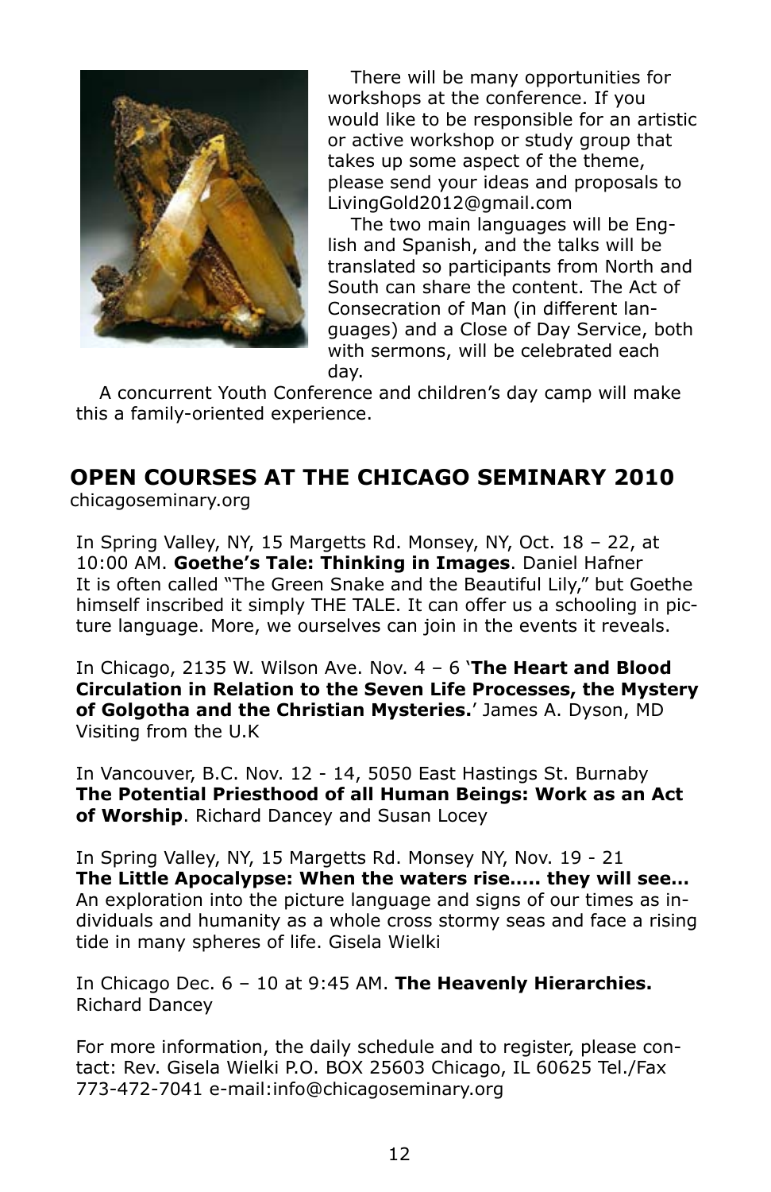There will be many opportunities for workshops at the conference. If you would like to be responsible for an artistic or active workshop or study group that takes up some aspect of the theme, please send your ideas and proposals to LivingGold2012@gmail.com

The two main languages will be English and Spanish, and the talks will be translated so participants from North and South can share the content. The Act of Consecration of Man (in different languages) and a Close of Day Service, both with sermons, will be celebrated each day.

A concurrent Youth Conference and children's day camp will make this a family-oriented experience.

## OPEN COURSES AT THE CHICAGO SEMINARY 2010

chicagoseminary.org

In Spring Valley, NY, 15 Margetts Rd. Monsey, NY, Oct. 18 – 22, at 10:00 AM. **Goethe's Tale: Thinking in Images**. Daniel Hafner
It is often called "The Green Snake and the Beautiful Lily," but Goethe himself inscribed it simply THE TALE. It can offer us a schooling in picture language. More, we ourselves can join in the events it reveals.

In Chicago, 2135 W. Wilson Ave. Nov. 4 – 6 '**The Heart and Blood Circulation in Relation to the Seven Life Processes, the Mystery of Golgotha and the Christian Mysteries.**' James A. Dyson, MD Visiting from the U.K

In Vancouver, B.C. Nov. 12 - 14, 5050 East Hastings St. Burnaby **The Potential Priesthood of all Human Beings: Work as an Act of Worship**. Richard Dancey and Susan Locey

In Spring Valley, NY, 15 Margetts Rd. Monsey NY, Nov. 19 - 21 **The Little Apocalypse: When the waters rise..... they will see...** An exploration into the picture language and signs of our times as individuals and humanity as a whole cross stormy seas and face a rising tide in many spheres of life. Gisela Wielki

In Chicago Dec. 6 – 10 at 9:45 AM. **The Heavenly Hierarchies.** Richard Dancey

For more information, the daily schedule and to register, please contact: Rev. Gisela Wielki P.O. BOX 25603 Chicago, IL 60625 Tel./Fax 773-472-7041 e-mail:info@chicagoseminary.org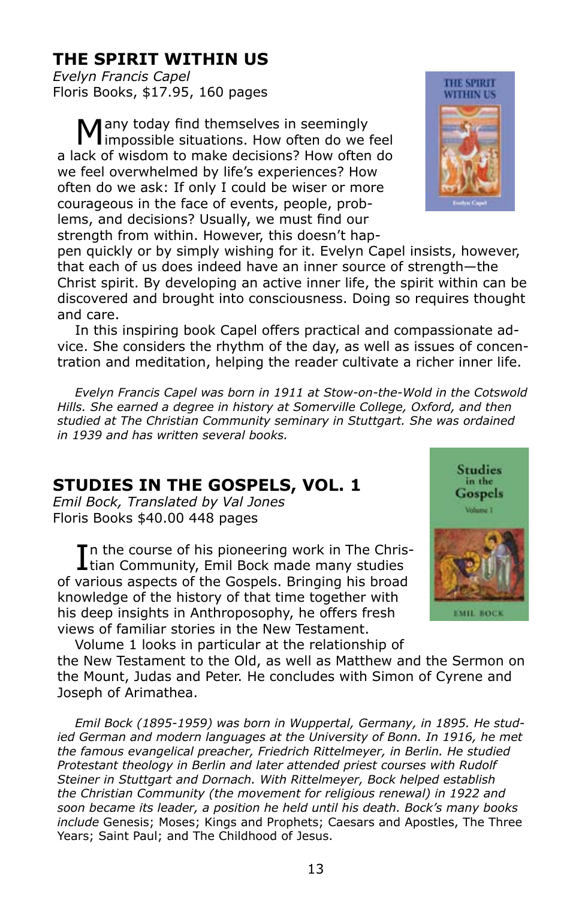## THE SPIRIT WITHIN US

*Evelyn Francis Capel*
Floris Books, $17.95, 160 pages

Many today find themselves in seemingly impossible situations. How often do we feel a lack of wisdom to make decisions? How often do we feel overwhelmed by life's experiences? How often do we ask: If only I could be wiser or more courageous in the face of events, people, problems, and decisions? Usually, we must find our strength from within. However, this doesn't happen quickly or by simply wishing for it. Evelyn Capel insists, however, that each of us does indeed have an inner source of strength—the Christ spirit. By developing an active inner life, the spirit within can be discovered and brought into consciousness. Doing so requires thought and care.

In this inspiring book Capel offers practical and compassionate advice. She considers the rhythm of the day, as well as issues of concentration and meditation, helping the reader cultivate a richer inner life.

*Evelyn Francis Capel was born in 1911 at Stow-on-the-Wold in the Cotswold Hills. She earned a degree in history at Somerville College, Oxford, and then studied at The Christian Community seminary in Stuttgart. She was ordained in 1939 and has written several books.*

## STUDIES IN THE GOSPELS, VOL. 1

*Emil Bock, Translated by Val Jones*
Floris Books $40.00 448 pages

In the course of his pioneering work in The Christian Community, Emil Bock made many studies of various aspects of the Gospels. Bringing his broad knowledge of the history of that time together with his deep insights in Anthroposophy, he offers fresh views of familiar stories in the New Testament.

Volume 1 looks in particular at the relationship of the New Testament to the Old, as well as Matthew and the Sermon on the Mount, Judas and Peter. He concludes with Simon of Cyrene and Joseph of Arimathea.

*Emil Bock (1895-1959) was born in Wuppertal, Germany, in 1895. He studied German and modern languages at the University of Bonn. In 1916, he met the famous evangelical preacher, Friedrich Rittelmeyer, in Berlin. He studied Protestant theology in Berlin and later attended priest courses with Rudolf Steiner in Stuttgart and Dornach. With Rittelmeyer, Bock helped establish the Christian Community (the movement for religious renewal) in 1922 and soon became its leader, a position he held until his death. Bock's many books include* Genesis; Moses; Kings and Prophets; Caesars and Apostles, The Three Years; Saint Paul; and The Childhood of Jesus.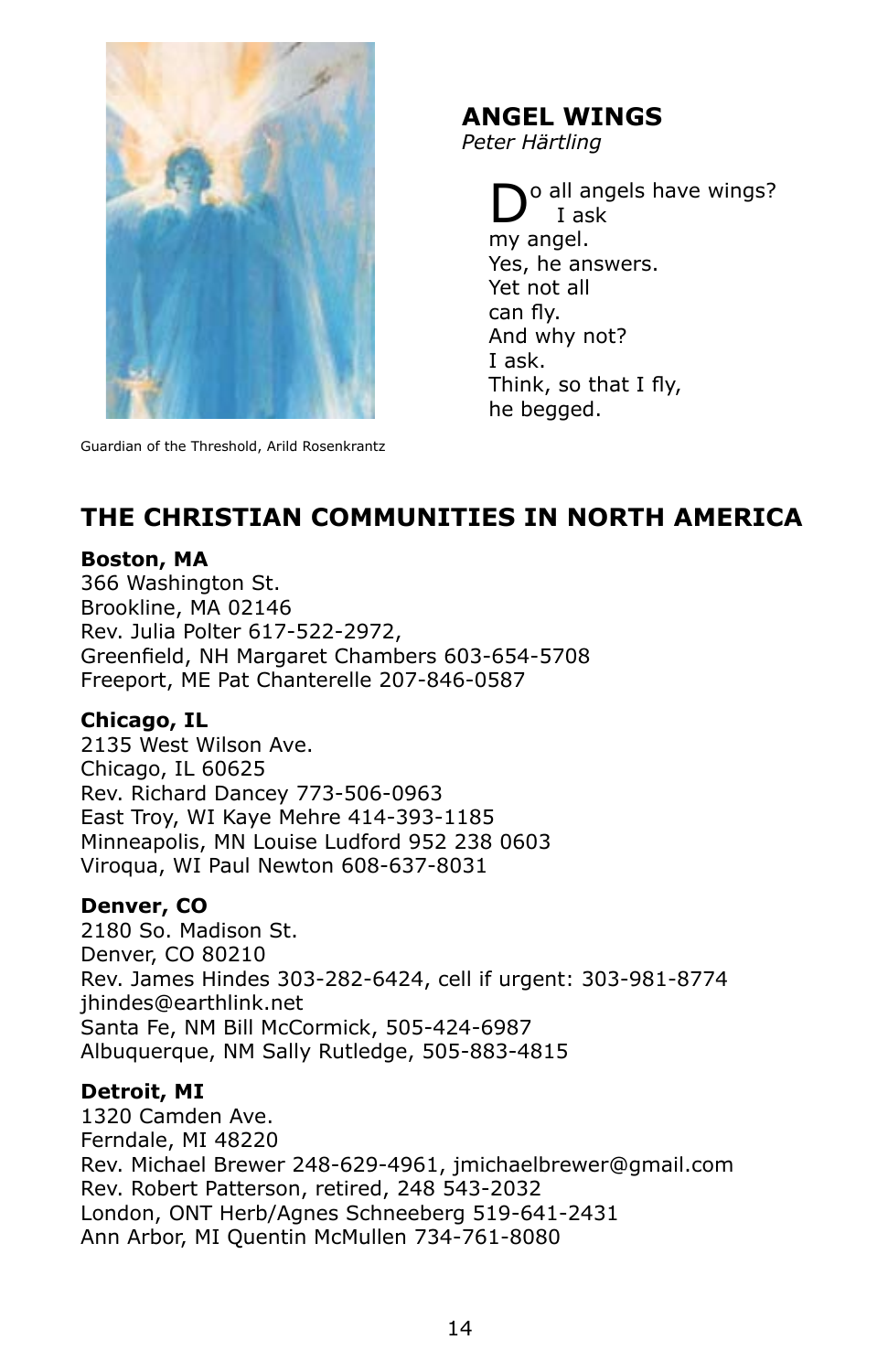Guardian of the Threshold, Arild Rosenkrantz

## ANGEL WINGS

*Peter Härtling*

Do all angels have wings?  
I ask  
my angel.  
Yes, he answers.  
Yet not all  
can fly.  
And why not?  
I ask.  
Think, so that I fly,  
he begged.

## THE CHRISTIAN COMMUNITIES IN NORTH AMERICA

**Boston, MA**  
366 Washington St.  
Brookline, MA 02146  
Rev. Julia Polter 617-522-2972,  
Greenfield, NH Margaret Chambers 603-654-5708  
Freeport, ME Pat Chanterelle 207-846-0587

**Chicago, IL**  
2135 West Wilson Ave.  
Chicago, IL 60625  
Rev. Richard Dancey 773-506-0963  
East Troy, WI Kaye Mehre 414-393-1185  
Minneapolis, MN Louise Ludford 952 238 0603  
Viroqua, WI Paul Newton 608-637-8031

**Denver, CO**  
2180 So. Madison St.  
Denver, CO 80210  
Rev. James Hindes 303-282-6424, cell if urgent: 303-981-8774  
jhindes@earthlink.net  
Santa Fe, NM Bill McCormick, 505-424-6987  
Albuquerque, NM Sally Rutledge, 505-883-4815

**Detroit, MI**  
1320 Camden Ave.  
Ferndale, MI 48220  
Rev. Michael Brewer 248-629-4961, jmichaelbrewer@gmail.com  
Rev. Robert Patterson, retired, 248 543-2032  
London, ONT Herb/Agnes Schneeberg 519-641-2431  
Ann Arbor, MI Quentin McMullen 734-761-8080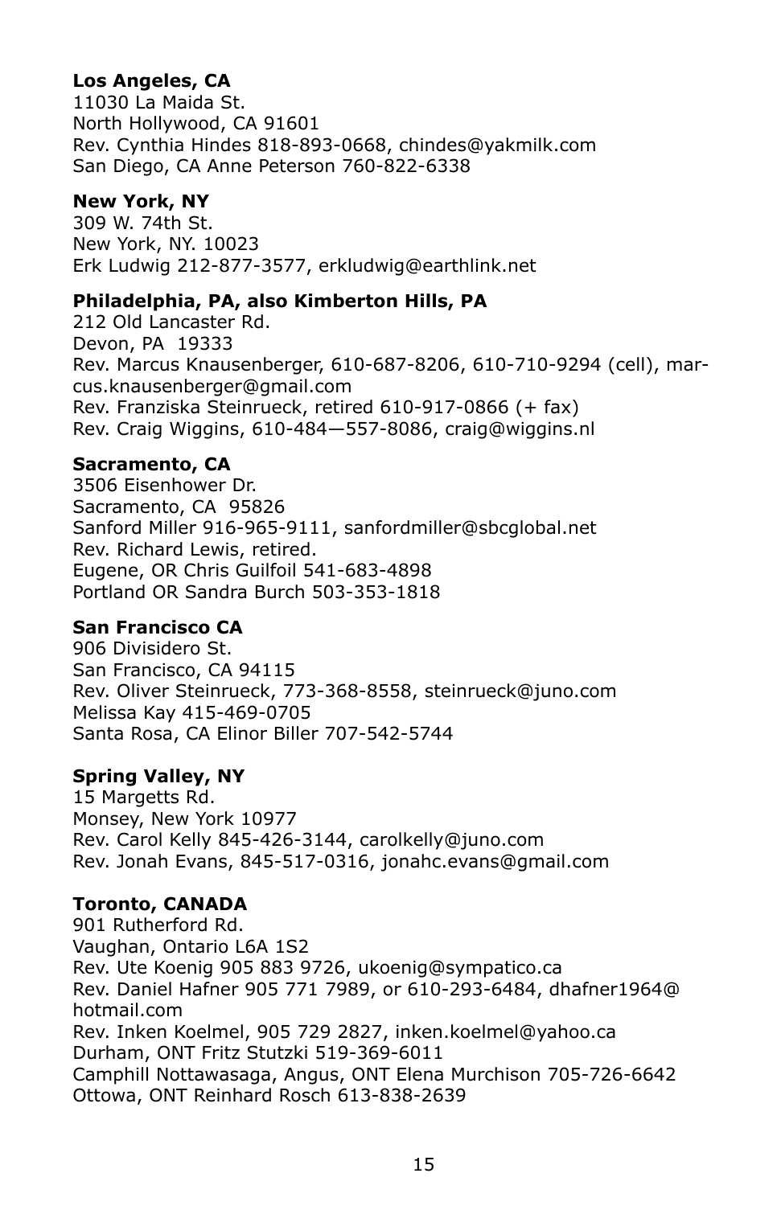**Los Angeles, CA**
11030 La Maida St.
North Hollywood, CA 91601
Rev. Cynthia Hindes 818-893-0668, chindes@yakmilk.com
San Diego, CA Anne Peterson 760-822-6338

**New York, NY**
309 W. 74th St.
New York, NY. 10023
Erk Ludwig 212-877-3577, erkludwig@earthlink.net

**Philadelphia, PA, also Kimberton Hills, PA**
212 Old Lancaster Rd.
Devon, PA 19333
Rev. Marcus Knausenberger, 610-687-8206, 610-710-9294 (cell), marcus.knausenberger@gmail.com
Rev. Franziska Steinrueck, retired 610-917-0866 (+ fax)
Rev. Craig Wiggins, 610-484—557-8086, craig@wiggins.nl

**Sacramento, CA**
3506 Eisenhower Dr.
Sacramento, CA 95826
Sanford Miller 916-965-9111, sanfordmiller@sbcglobal.net
Rev. Richard Lewis, retired.
Eugene, OR Chris Guilfoil 541-683-4898
Portland OR Sandra Burch 503-353-1818

**San Francisco CA**
906 Divisidero St.
San Francisco, CA 94115
Rev. Oliver Steinrueck, 773-368-8558, steinrueck@juno.com
Melissa Kay 415-469-0705
Santa Rosa, CA Elinor Biller 707-542-5744

**Spring Valley, NY**
15 Margetts Rd.
Monsey, New York 10977
Rev. Carol Kelly 845-426-3144, carolkelly@juno.com
Rev. Jonah Evans, 845-517-0316, jonahc.evans@gmail.com

**Toronto, CANADA**
901 Rutherford Rd.
Vaughan, Ontario L6A 1S2
Rev. Ute Koenig 905 883 9726, ukoenig@sympatico.ca
Rev. Daniel Hafner 905 771 7989, or 610-293-6484, dhafner1964@hotmail.com
Rev. Inken Koelmel, 905 729 2827, inken.koelmel@yahoo.ca
Durham, ONT Fritz Stutzki 519-369-6011
Camphill Nottawasaga, Angus, ONT Elena Murchison 705-726-6642
Ottowa, ONT Reinhard Rosch 613-838-2639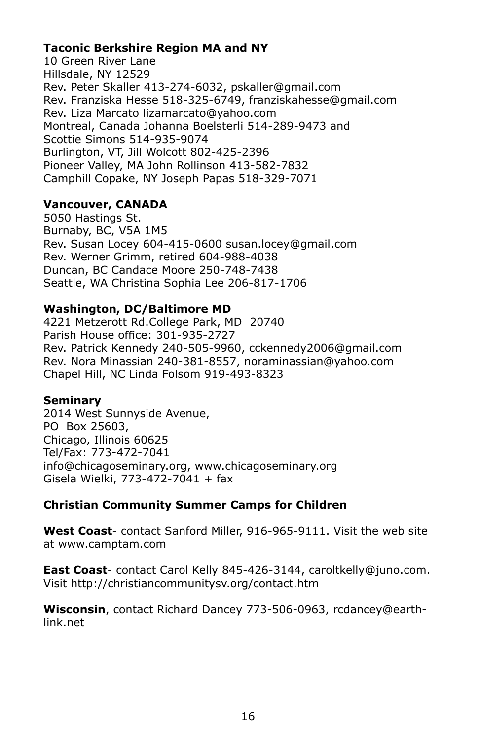**Taconic Berkshire Region MA and NY**
10 Green River Lane
Hillsdale, NY 12529
Rev. Peter Skaller 413-274-6032, pskaller@gmail.com
Rev. Franziska Hesse 518-325-6749, franziskahesse@gmail.com
Rev. Liza Marcato lizamarcato@yahoo.com
Montreal, Canada Johanna Boelsterli 514-289-9473 and
Scottie Simons 514-935-9074
Burlington, VT, Jill Wolcott 802-425-2396
Pioneer Valley, MA John Rollinson 413-582-7832
Camphill Copake, NY Joseph Papas 518-329-7071

**Vancouver, CANADA**
5050 Hastings St.
Burnaby, BC, V5A 1M5
Rev. Susan Locey 604-415-0600 susan.locey@gmail.com
Rev. Werner Grimm, retired 604-988-4038
Duncan, BC Candace Moore 250-748-7438
Seattle, WA Christina Sophia Lee 206-817-1706

**Washington, DC/Baltimore MD**
4221 Metzerott Rd.College Park, MD 20740
Parish House office: 301-935-2727
Rev. Patrick Kennedy 240-505-9960, cckennedy2006@gmail.com
Rev. Nora Minassian 240-381-8557, noraminassian@yahoo.com
Chapel Hill, NC Linda Folsom 919-493-8323

**Seminary**
2014 West Sunnyside Avenue,
PO Box 25603,
Chicago, Illinois 60625
Tel/Fax: 773-472-7041
info@chicagoseminary.org, www.chicagoseminary.org
Gisela Wielki, 773-472-7041 + fax

**Christian Community Summer Camps for Children**

**West Coast**- contact Sanford Miller, 916-965-9111. Visit the web site at www.camptam.com

**East Coast**- contact Carol Kelly 845-426-3144, caroltkelly@juno.com. Visit http://christiancommunitysv.org/contact.htm

**Wisconsin**, contact Richard Dancey 773-506-0963, rcdancey@earthlink.net